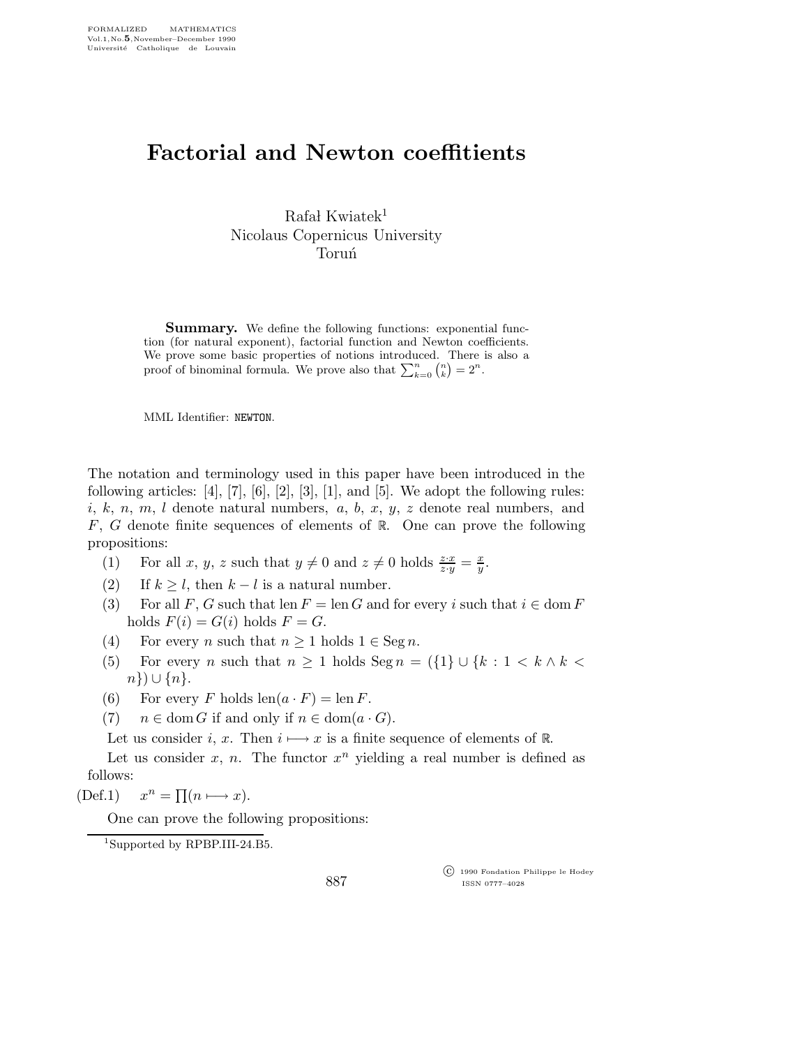# Factorial and Newton coeffitients

Rafał Kwiatek[1]
Nicolaus Copernicus University
Toruń

**Summary.** We define the following functions: exponential function (for natural exponent), factorial function and Newton coefficients. We prove some basic properties of notions introduced. There is also a proof of binominal formula. We prove also that $\sum_{k=0}^{n}\binom{n}{k} = 2^n$.

MML Identifier: NEWTON.

The notation and terminology used in this paper have been introduced in the following articles: [4], [7], [6], [2], [3], [1], and [5]. We adopt the following rules: $i$, $k$, $n$, $m$, $l$ denote natural numbers, $a$, $b$, $x$, $y$, $z$ denote real numbers, and $F$, $G$ denote finite sequences of elements of $\mathbb{R}$. One can prove the following propositions:

(1) For all $x$, $y$, $z$ such that $y \neq 0$ and $z \neq 0$ holds $\frac{z \cdot x}{z \cdot y} = \frac{x}{y}$.

(2) If $k \geq l$, then $k - l$ is a natural number.

(3) For all $F$, $G$ such that $\operatorname{len} F = \operatorname{len} G$ and for every $i$ such that $i \in \operatorname{dom} F$ holds $F(i) = G(i)$ holds $F = G$.

(4) For every $n$ such that $n \geq 1$ holds $1 \in \operatorname{Seg} n$.

(5) For every $n$ such that $n \geq 1$ holds $\operatorname{Seg} n = (\{1\} \cup \{k : 1 < k \wedge k < n\}) \cup \{n\}$.

(6) For every $F$ holds $\operatorname{len}(a \cdot F) = \operatorname{len} F$.

(7) $n \in \operatorname{dom} G$ if and only if $n \in \operatorname{dom}(a \cdot G)$.

Let us consider $i$, $x$. Then $i \longmapsto x$ is a finite sequence of elements of $\mathbb{R}$.

Let us consider $x$, $n$. The functor $x^n$ yielding a real number is defined as follows:

(Def.1) $x^n = \prod(n \longmapsto x)$.

One can prove the following propositions:

[1] Supported by RPBP.III-24.B5.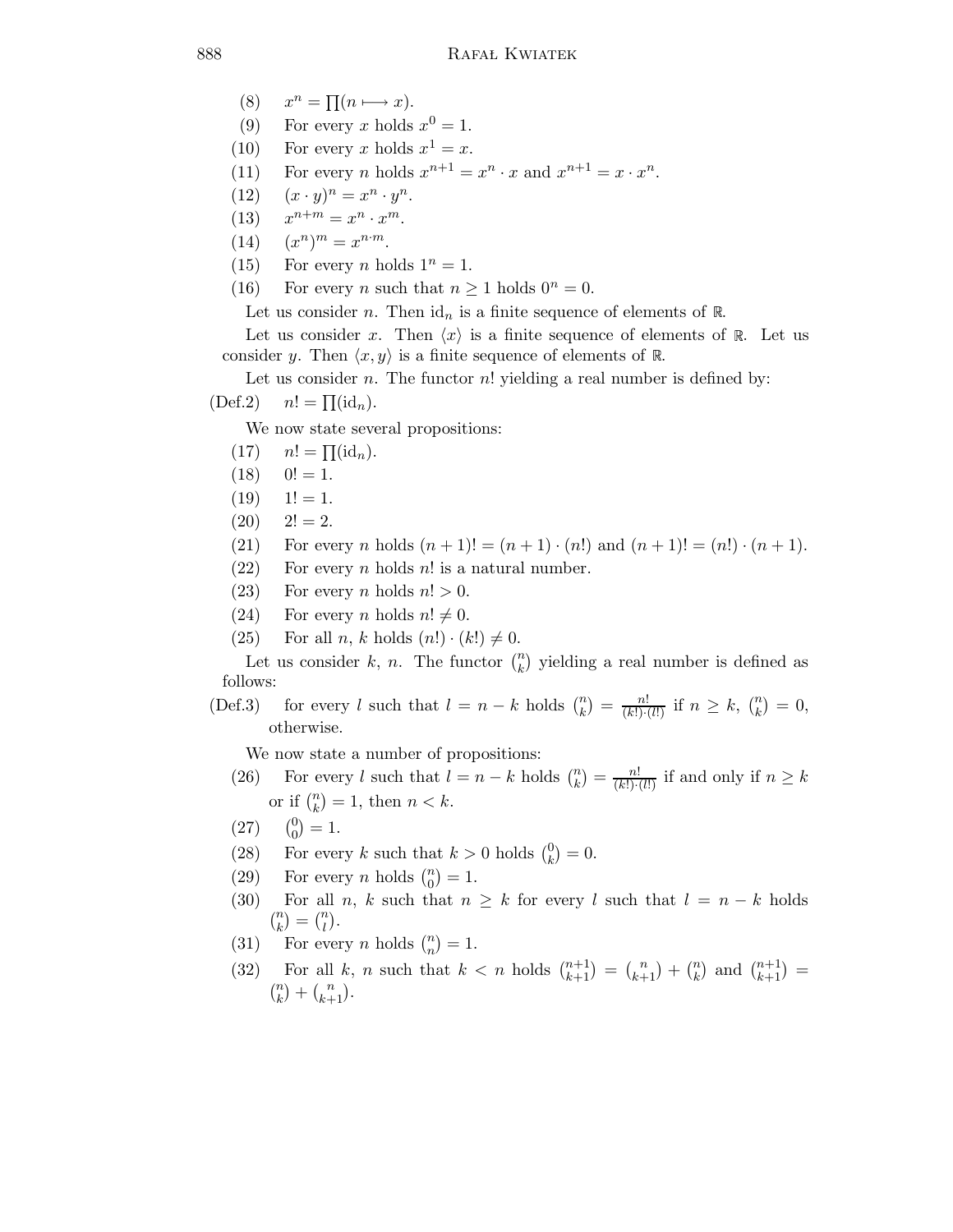(8) $x^n = \prod(n \longmapsto x)$.

(9) For every $x$ holds $x^0 = 1$.

(10) For every $x$ holds $x^1 = x$.

(11) For every $n$ holds $x^{n+1} = x^n \cdot x$ and $x^{n+1} = x \cdot x^n$.

(12) $(x \cdot y)^n = x^n \cdot y^n$.

(13) $x^{n+m} = x^n \cdot x^m$.

(14) $(x^n)^m = x^{n \cdot m}$.

(15) For every $n$ holds $1^n = 1$.

(16) For every $n$ such that $n \geq 1$ holds $0^n = 0$.

Let us consider $n$. Then $\mathrm{id}_n$ is a finite sequence of elements of $\mathbb{R}$.

Let us consider $x$. Then $\langle x \rangle$ is a finite sequence of elements of $\mathbb{R}$. Let us consider $y$. Then $\langle x, y \rangle$ is a finite sequence of elements of $\mathbb{R}$.

Let us consider $n$. The functor $n!$ yielding a real number is defined by:

(Def.2) $n! = \prod(\mathrm{id}_n)$.

We now state several propositions:

(17) $n! = \prod(\mathrm{id}_n)$.

(18) $0! = 1$.

(19) $1! = 1$.

(20) $2! = 2$.

(21) For every $n$ holds $(n+1)! = (n+1) \cdot (n!)$ and $(n+1)! = (n!) \cdot (n+1)$.

(22) For every $n$ holds $n!$ is a natural number.

(23) For every $n$ holds $n! > 0$.

(24) For every $n$ holds $n! \neq 0$.

(25) For all $n$, $k$ holds $(n!) \cdot (k!) \neq 0$.

Let us consider $k$, $n$. The functor $\binom{n}{k}$ yielding a real number is defined as follows:

(Def.3) for every $l$ such that $l = n - k$ holds $\binom{n}{k} = \frac{n!}{(k!) \cdot (l!)}$ if $n \geq k$, $\binom{n}{k} = 0$, otherwise.

We now state a number of propositions:

(26) For every $l$ such that $l = n - k$ holds $\binom{n}{k} = \frac{n!}{(k!) \cdot (l!)}$ if and only if $n \geq k$ or if $\binom{n}{k} = 1$, then $n < k$.

(27) $\binom{0}{0} = 1$.

(28) For every $k$ such that $k > 0$ holds $\binom{0}{k} = 0$.

(29) For every $n$ holds $\binom{n}{0} = 1$.

(30) For all $n$, $k$ such that $n \geq k$ for every $l$ such that $l = n - k$ holds $\binom{n}{k} = \binom{n}{l}$.

(31) For every $n$ holds $\binom{n}{n} = 1$.

(32) For all $k$, $n$ such that $k < n$ holds $\binom{n+1}{k+1} = \binom{n}{k+1} + \binom{n}{k}$ and $\binom{n+1}{k+1} = \binom{n}{k} + \binom{n}{k+1}$.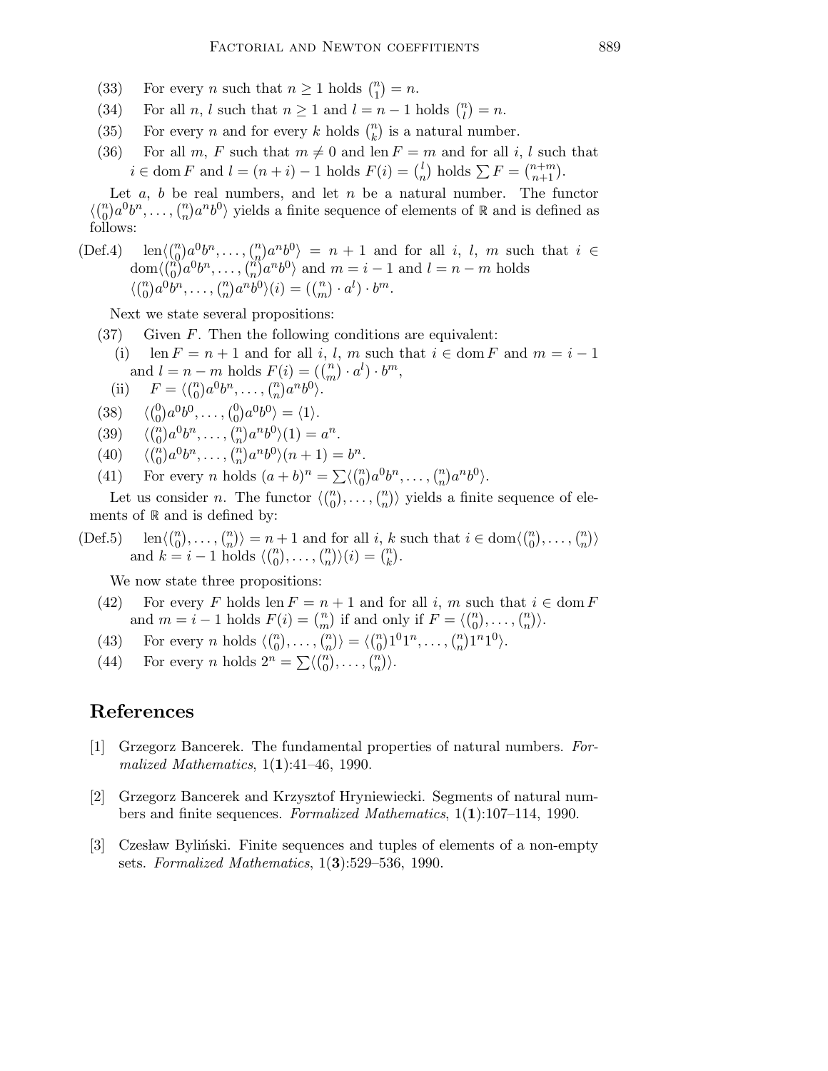(33) For every $n$ such that $n \geq 1$ holds $\binom{n}{1} = n$.

(34) For all $n$, $l$ such that $n \geq 1$ and $l = n - 1$ holds $\binom{n}{l} = n$.

(35) For every $n$ and for every $k$ holds $\binom{n}{k}$ is a natural number.

(36) For all $m$, $F$ such that $m \neq 0$ and $\operatorname{len} F = m$ and for all $i$, $l$ such that $i \in \operatorname{dom} F$ and $l = (n + i) - 1$ holds $F(i) = \binom{l}{n}$ holds $\sum F = \binom{n+m}{n+1}$.

Let $a$, $b$ be real numbers, and let $n$ be a natural number. The functor $\langle \binom{n}{0} a^0 b^n, \ldots, \binom{n}{n} a^n b^0 \rangle$ yields a finite sequence of elements of $\mathbb{R}$ and is defined as follows:

(Def.4) $\operatorname{len}\langle \binom{n}{0} a^0 b^n, \ldots, \binom{n}{n} a^n b^0 \rangle = n + 1$ and for all $i$, $l$, $m$ such that $i \in \operatorname{dom}\langle \binom{n}{0} a^0 b^n, \ldots, \binom{n}{n} a^n b^0 \rangle$ and $m = i - 1$ and $l = n - m$ holds $\langle \binom{n}{0} a^0 b^n, \ldots, \binom{n}{n} a^n b^0 \rangle(i) = (\binom{n}{m} \cdot a^l) \cdot b^m$.

Next we state several propositions:

(37) Given $F$. Then the following conditions are equivalent:

  (i) $\operatorname{len} F = n + 1$ and for all $i$, $l$, $m$ such that $i \in \operatorname{dom} F$ and $m = i - 1$ and $l = n - m$ holds $F(i) = (\binom{n}{m} \cdot a^l) \cdot b^m$,

  (ii) $F = \langle \binom{n}{0} a^0 b^n, \ldots, \binom{n}{n} a^n b^0 \rangle$.

(38) $\langle \binom{0}{0} a^0 b^0, \ldots, \binom{0}{0} a^0 b^0 \rangle = \langle 1 \rangle$.

(39) $\langle \binom{n}{0} a^0 b^n, \ldots, \binom{n}{n} a^n b^0 \rangle(1) = a^n$.

(40) $\langle \binom{n}{0} a^0 b^n, \ldots, \binom{n}{n} a^n b^0 \rangle(n + 1) = b^n$.

(41) For every $n$ holds $(a + b)^n = \sum \langle \binom{n}{0} a^0 b^n, \ldots, \binom{n}{n} a^n b^0 \rangle$.

Let us consider $n$. The functor $\langle \binom{n}{0}, \ldots, \binom{n}{n} \rangle$ yields a finite sequence of elements of $\mathbb{R}$ and is defined by:

(Def.5) $\operatorname{len}\langle \binom{n}{0}, \ldots, \binom{n}{n} \rangle = n + 1$ and for all $i$, $k$ such that $i \in \operatorname{dom}\langle \binom{n}{0}, \ldots, \binom{n}{n} \rangle$ and $k = i - 1$ holds $\langle \binom{n}{0}, \ldots, \binom{n}{n} \rangle(i) = \binom{n}{k}$.

We now state three propositions:

(42) For every $F$ holds $\operatorname{len} F = n + 1$ and for all $i$, $m$ such that $i \in \operatorname{dom} F$ and $m = i - 1$ holds $F(i) = \binom{n}{m}$ if and only if $F = \langle \binom{n}{0}, \ldots, \binom{n}{n} \rangle$.

(43) For every $n$ holds $\langle \binom{n}{0}, \ldots, \binom{n}{n} \rangle = \langle \binom{n}{0} 1^0 1^n, \ldots, \binom{n}{n} 1^n 1^0 \rangle$.

(44) For every $n$ holds $2^n = \sum \langle \binom{n}{0}, \ldots, \binom{n}{n} \rangle$.

## References

[1] Grzegorz Bancerek. The fundamental properties of natural numbers. *Formalized Mathematics*, 1(**1**):41–46, 1990.

[2] Grzegorz Bancerek and Krzysztof Hryniewiecki. Segments of natural numbers and finite sequences. *Formalized Mathematics*, 1(**1**):107–114, 1990.

[3] Czesław Byliński. Finite sequences and tuples of elements of a non-empty sets. *Formalized Mathematics*, 1(**3**):529–536, 1990.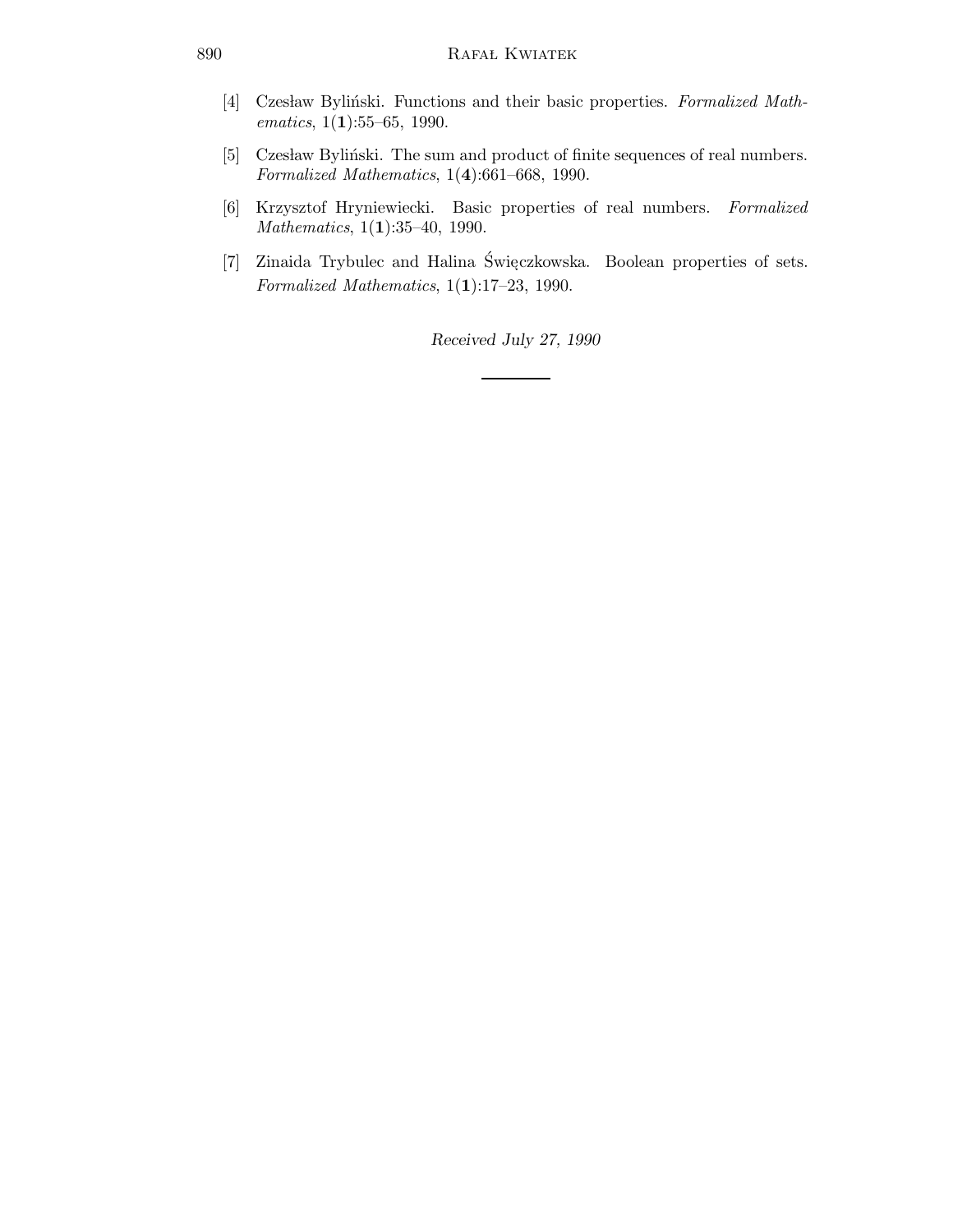[4] Czesław Byliński. Functions and their basic properties. *Formalized Mathematics*, 1(**1**):55–65, 1990.

[5] Czesław Byliński. The sum and product of finite sequences of real numbers. *Formalized Mathematics*, 1(**4**):661–668, 1990.

[6] Krzysztof Hryniewiecki. Basic properties of real numbers. *Formalized Mathematics*, 1(**1**):35–40, 1990.

[7] Zinaida Trybulec and Halina Święczkowska. Boolean properties of sets. *Formalized Mathematics*, 1(**1**):17–23, 1990.

*Received July 27, 1990*